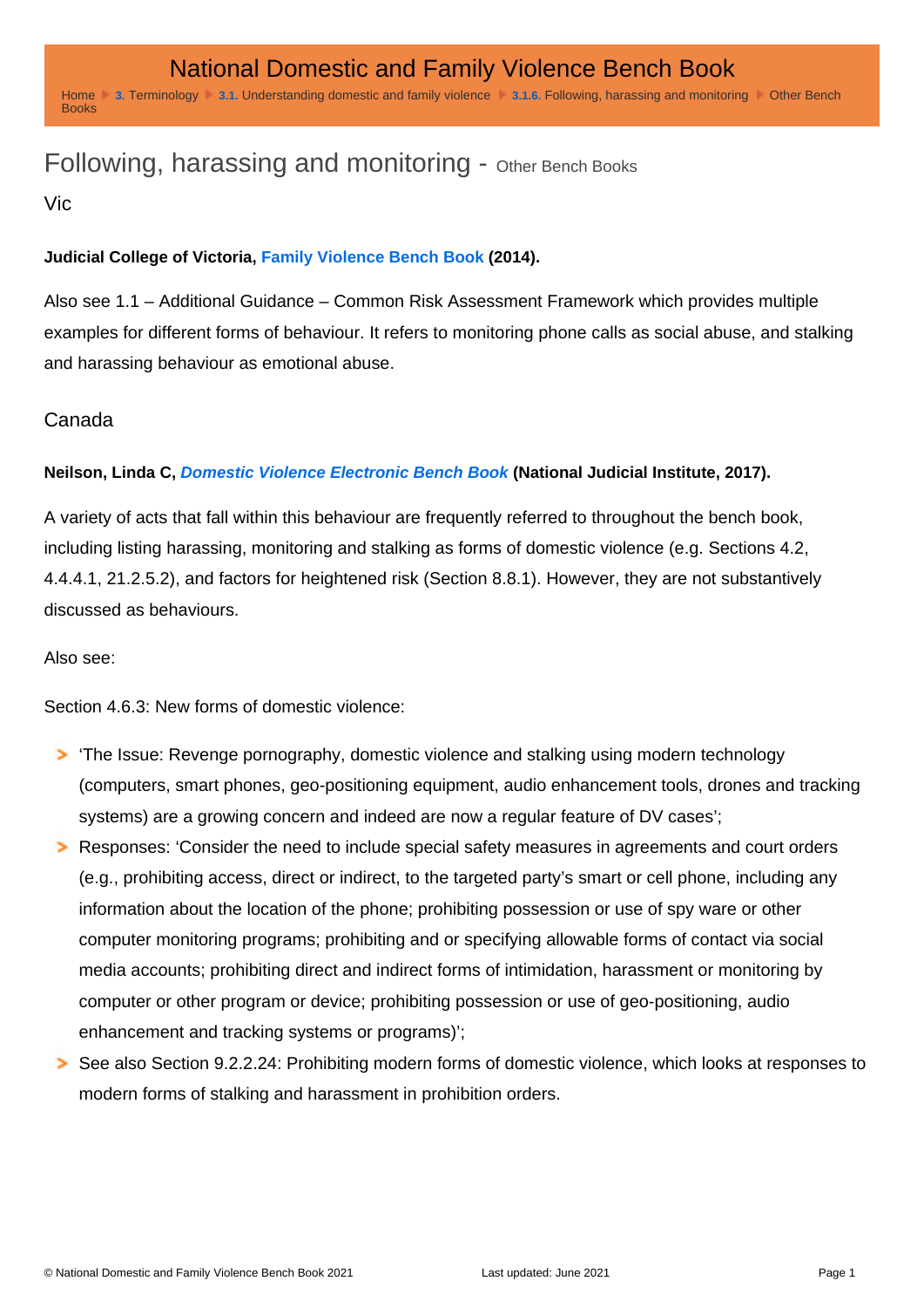# Following, harassing and monitoring - Other Bench Books

## Vic

**Judicial College of Victoria, Family Violence Bench Book (2014).**

Also see 1.1 – Additional Guidance – Common Risk Assessment Framework which provides multiple examples for different forms of behaviour. It refers to monitoring phone calls as social abuse, and stalking and harassing behaviour as emotional abuse.

## Canada

**Neilson, Linda C, *Domestic Violence Electronic Bench Book* (National Judicial Institute, 2017).**

A variety of acts that fall within this behaviour are frequently referred to throughout the bench book, including listing harassing, monitoring and stalking as forms of domestic violence (e.g. Sections 4.2, 4.4.4.1, 21.2.5.2), and factors for heightened risk (Section 8.8.1). However, they are not substantively discussed as behaviours.

Also see:

Section 4.6.3: New forms of domestic violence:

- 'The Issue: Revenge pornography, domestic violence and stalking using modern technology (computers, smart phones, geo-positioning equipment, audio enhancement tools, drones and tracking systems) are a growing concern and indeed are now a regular feature of DV cases';
- Responses: 'Consider the need to include special safety measures in agreements and court orders (e.g., prohibiting access, direct or indirect, to the targeted party's smart or cell phone, including any information about the location of the phone; prohibiting possession or use of spy ware or other computer monitoring programs; prohibiting and or specifying allowable forms of contact via social media accounts; prohibiting direct and indirect forms of intimidation, harassment or monitoring by computer or other program or device; prohibiting possession or use of geo-positioning, audio enhancement and tracking systems or programs)';
- See also Section 9.2.2.24: Prohibiting modern forms of domestic violence, which looks at responses to modern forms of stalking and harassment in prohibition orders.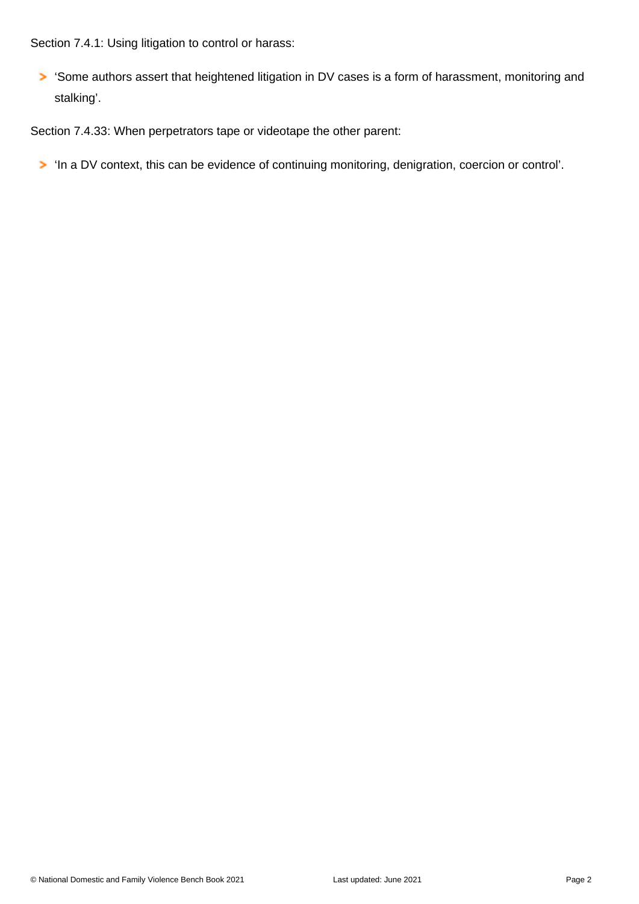Section 7.4.1: Using litigation to control or harass:

- ‘Some authors assert that heightened litigation in DV cases is a form of harassment, monitoring and stalking’.

Section 7.4.33: When perpetrators tape or videotape the other parent:

- ‘In a DV context, this can be evidence of continuing monitoring, denigration, coercion or control’.